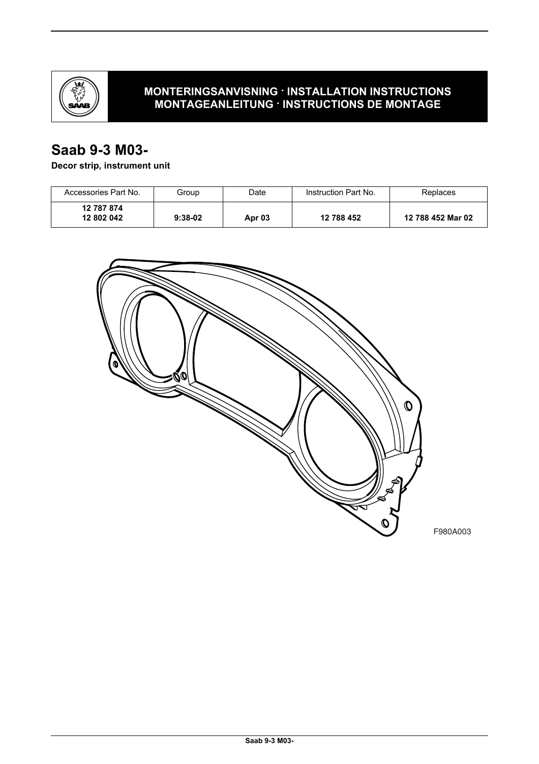**MONTERINGSANVISNING · INSTALLATION INSTRUCTIONS**
**MONTAGEANLEITUNG · INSTRUCTIONS DE MONTAGE**

# Saab 9-3 M03-

**Decor strip, instrument unit**

| Accessories Part No. | Group | Date | Instruction Part No. | Replaces |
|---|---|---|---|---|
| **12 787 874**<br>**12 802 042** | **9:38-02** | **Apr 03** | **12 788 452** | **12 788 452 Mar 02** |

F980A003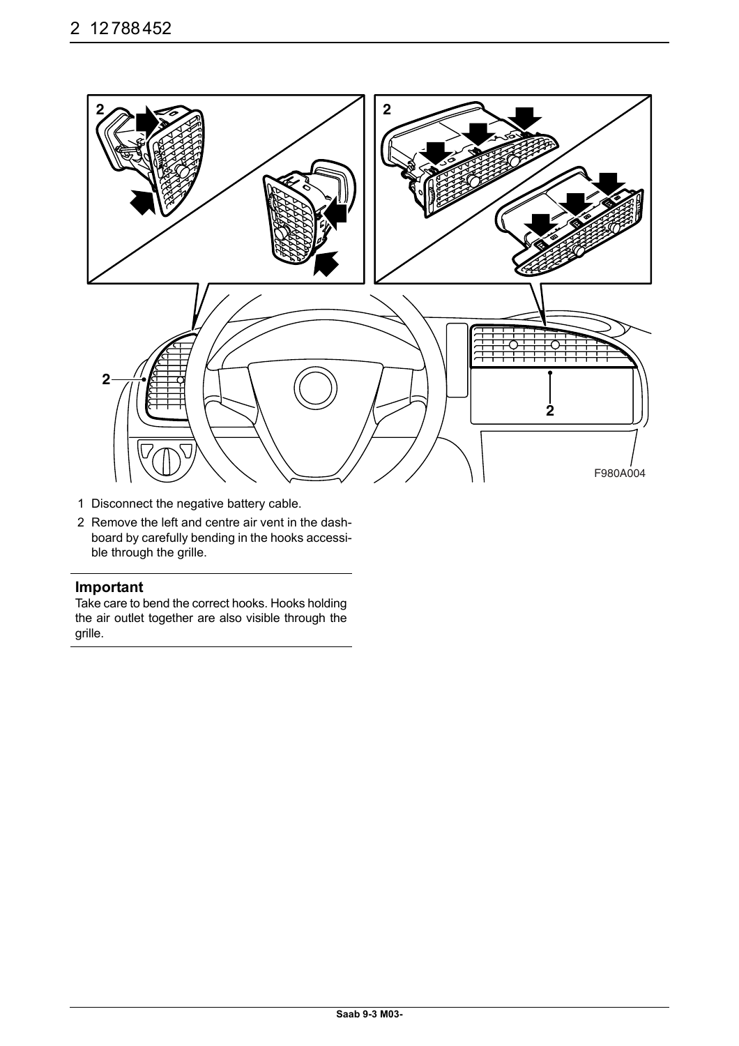F980A004

1. Disconnect the negative battery cable.
2. Remove the left and centre air vent in the dashboard by carefully bending in the hooks accessible through the grille.

## Important

Take care to bend the correct hooks. Hooks holding the air outlet together are also visible through the grille.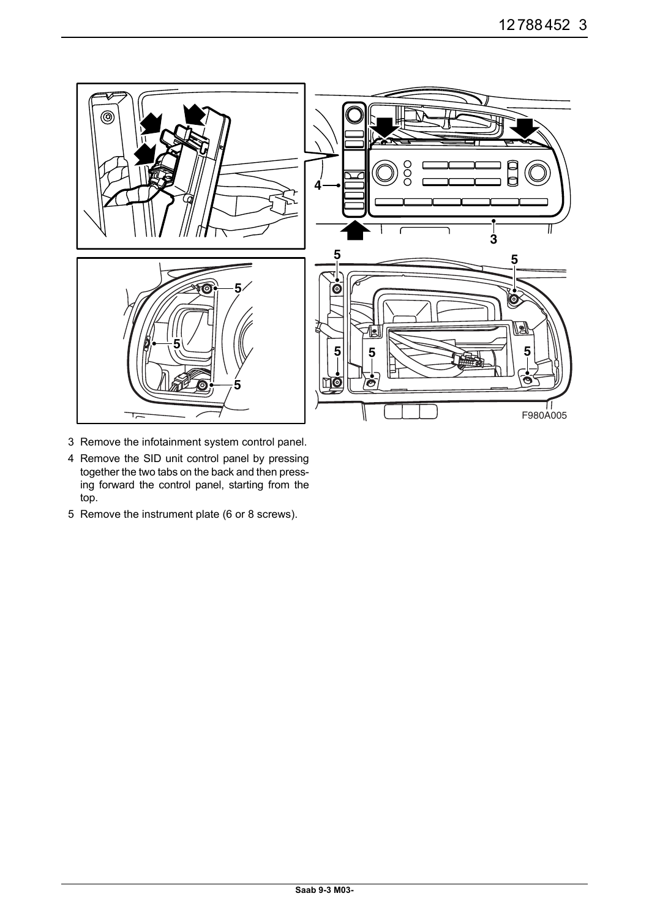3 Remove the infotainment system control panel.

4 Remove the SID unit control panel by pressing together the two tabs on the back and then pressing forward the control panel, starting from the top.

5 Remove the instrument plate (6 or 8 screws).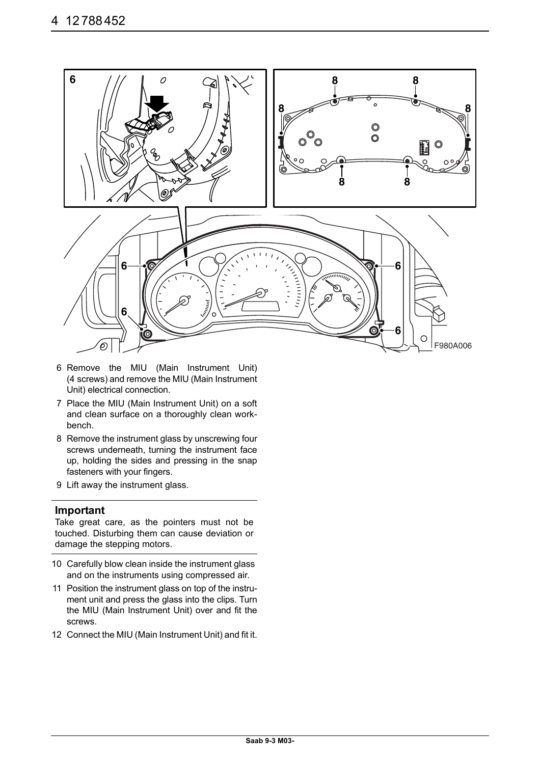6 Remove the MIU (Main Instrument Unit) (4 screws) and remove the MIU (Main Instrument Unit) electrical connection.

7 Place the MIU (Main Instrument Unit) on a soft and clean surface on a thoroughly clean workbench.

8 Remove the instrument glass by unscrewing four screws underneath, turning the instrument face up, holding the sides and pressing in the snap fasteners with your fingers.

9 Lift away the instrument glass.

### Important

Take great care, as the pointers must not be touched. Disturbing them can cause deviation or damage the stepping motors.

10 Carefully blow clean inside the instrument glass and on the instruments using compressed air.

11 Position the instrument glass on top of the instrument unit and press the glass into the clips. Turn the MIU (Main Instrument Unit) over and fit the screws.

12 Connect the MIU (Main Instrument Unit) and fit it.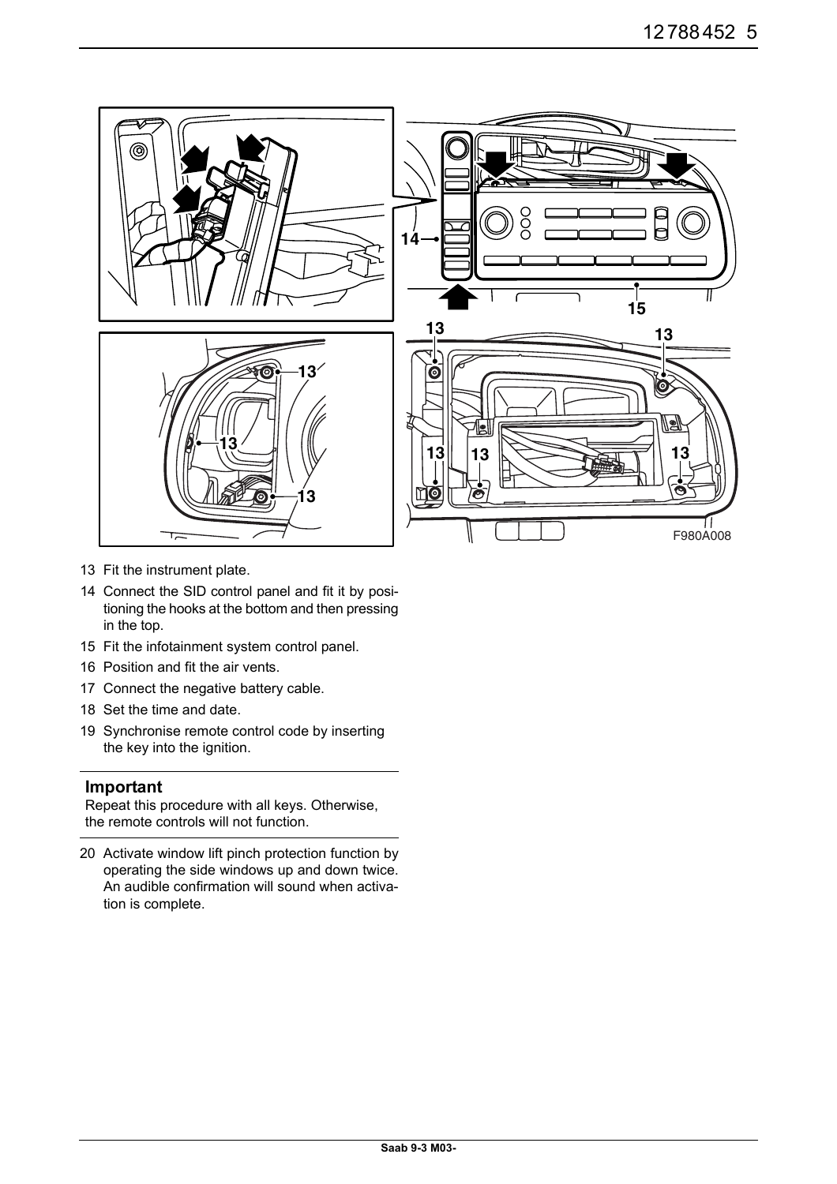13 Fit the instrument plate.

14 Connect the SID control panel and fit it by positioning the hooks at the bottom and then pressing in the top.

15 Fit the infotainment system control panel.

16 Position and fit the air vents.

17 Connect the negative battery cable.

18 Set the time and date.

19 Synchronise remote control code by inserting the key into the ignition.

---

**Important**

Repeat this procedure with all keys. Otherwise, the remote controls will not function.

---

20 Activate window lift pinch protection function by operating the side windows up and down twice. An audible confirmation will sound when activation is complete.